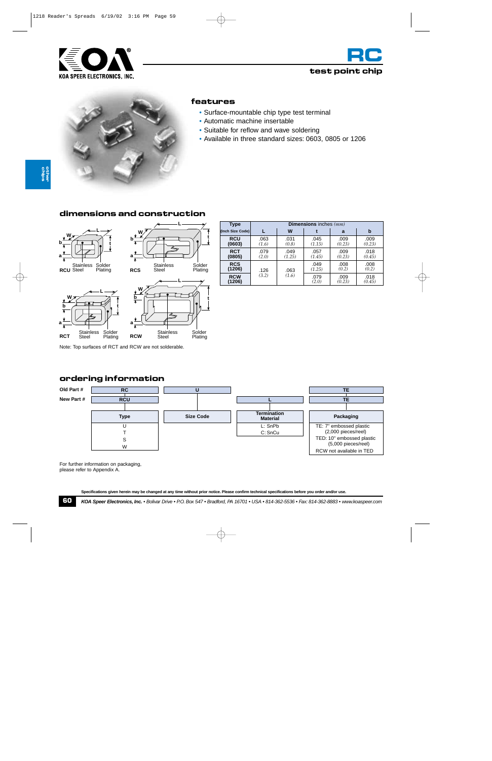# RC

## test point chip

### features

- Surface-mountable chip type test terminal
- Automatic machine insertable
- Suitable for reflow and wave soldering
- Available in three standard sizes: 0603, 0805 or 1206

## dimensions and construction

RCU — Stainless Steel, Solder Plating

RCS — Stainless Steel, Solder Plating

RCT — Stainless Steel, Solder Plating

RCW — Stainless Steel, Solder Plating

| Type (Inch Size Code) | Dimensions inches *(mm)* | | | | |
|---|---|---|---|---|---|
| | L | W | t | a | b |
| **RCU (0603)** | .063 *(1.6)* | .031 *(0.8)* | .045 *(1.15)* | .009 *(0.23)* | .009 *(0.23)* |
| **RCT (0805)** | .079 *(2.0)* | .049 *(1.25)* | .057 *(1.45)* | .009 *(0.23)* | .018 *(0.45)* |
| **RCS (1206)** | .126 *(3.2)* | .063 *(1.6)* | .049 *(1.25)* | .008 *(0.2)* | .008 *(0.2)* |
| **RCW (1206)** | .126 *(3.2)* | .063 *(1.6)* | .079 *(2.0)* | .009 *(0.23)* | .018 *(0.45)* |

Note: Top surfaces of RCT and RCW are not solderable.

## ordering information

| | Type | Size Code | Termination Material | Packaging |
|---|---|---|---|---|
| Old Part # | RC | U | | TE |
| New Part # | RCU | | L | TE |
| | U<br>T<br>S<br>W | | L: SnPb<br>C: SnCu | TE: 7" embossed plastic (2,000 pieces/reel)<br>TED: 10" embossed plastic (5,000 pieces/reel)<br>RCW not available in TED |

For further information on packaging, please refer to Appendix A.

Specifications given herein may be changed at any time without prior notice. Please confirm technical specifications before you order and/or use.

*KOA Speer Electronics, Inc. • Bolivar Drive • P.O. Box 547 • Bradford, PA 16701 • USA • 814-362-5536 • Fax: 814-362-8883 • www.koaspeer.com*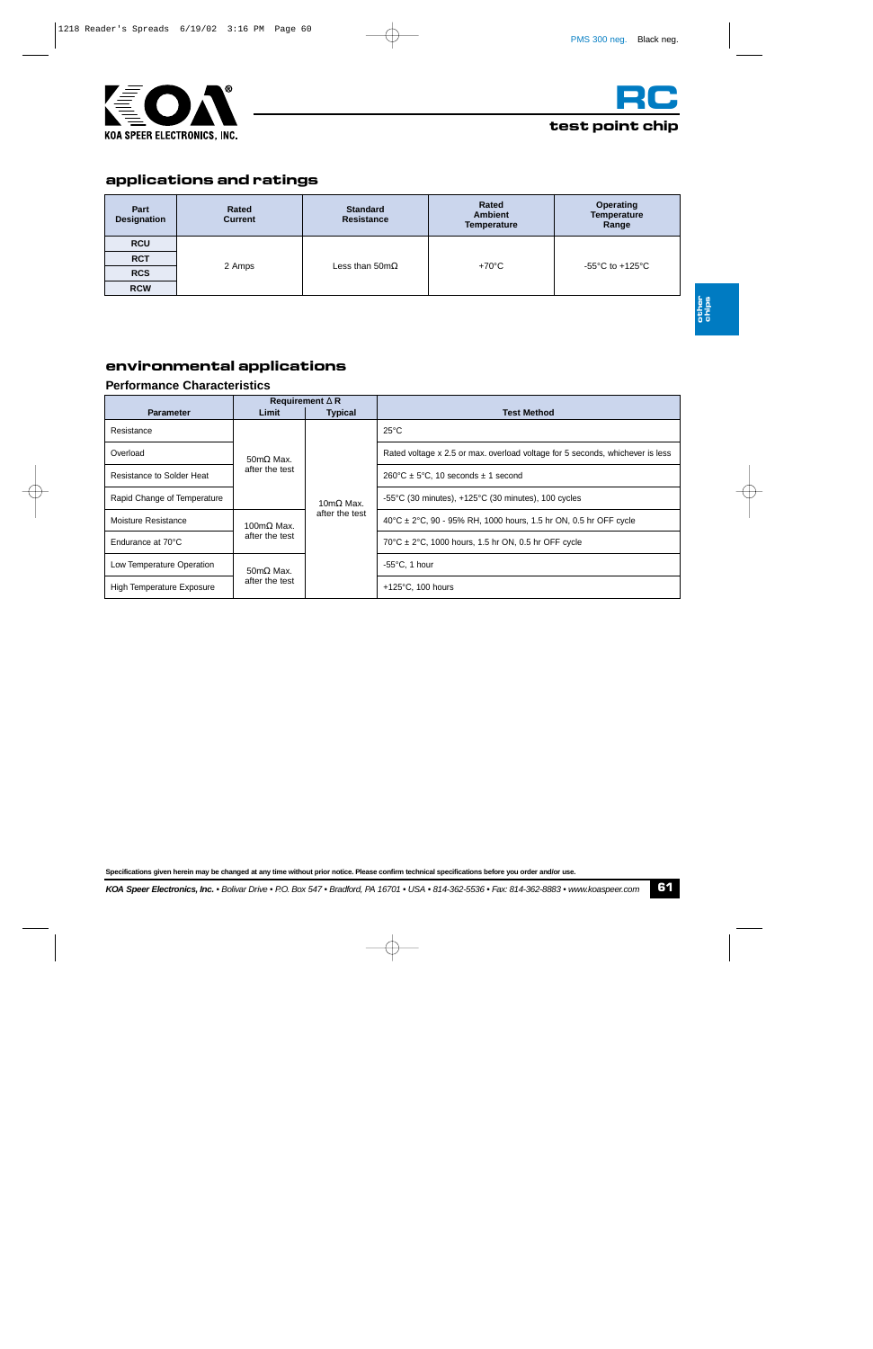**KOA SPEER ELECTRONICS, INC.**

# RC
## test point chip

## applications and ratings

| Part Designation | Rated Current | Standard Resistance | Rated Ambient Temperature | Operating Temperature Range |
|---|---|---|---|---|
| RCU | 2 Amps | Less than 50mΩ | +70°C | -55°C to +125°C |
| RCT | | | | |
| RCS | | | | |
| RCW | | | | |

## environmental applications

### Performance Characteristics

| Parameter | Requirement Δ R | | Test Method |
|---|---|---|---|
| | Limit | Typical | |
| Resistance | 50mΩ Max. after the test | 10mΩ Max. after the test | 25°C |
| Overload | | | Rated voltage x 2.5 or max. overload voltage for 5 seconds, whichever is less |
| Resistance to Solder Heat | | | 260°C ± 5°C, 10 seconds ± 1 second |
| Rapid Change of Temperature | | | -55°C (30 minutes), +125°C (30 minutes), 100 cycles |
| Moisture Resistance | 100mΩ Max. after the test | | 40°C ± 2°C, 90 - 95% RH, 1000 hours, 1.5 hr ON, 0.5 hr OFF cycle |
| Endurance at 70°C | | | 70°C ± 2°C, 1000 hours, 1.5 hr ON, 0.5 hr OFF cycle |
| Low Temperature Operation | 50mΩ Max. after the test | | -55°C, 1 hour |
| High Temperature Exposure | | | +125°C, 100 hours |

**Specifications given herein may be changed at any time without prior notice. Please confirm technical specifications before you order and/or use.**

***KOA Speer Electronics, Inc.*** *• Bolivar Drive • P.O. Box 547 • Bradford, PA 16701 • USA • 814-362-5536 • Fax: 814-362-8883 • www.koaspeer.com*